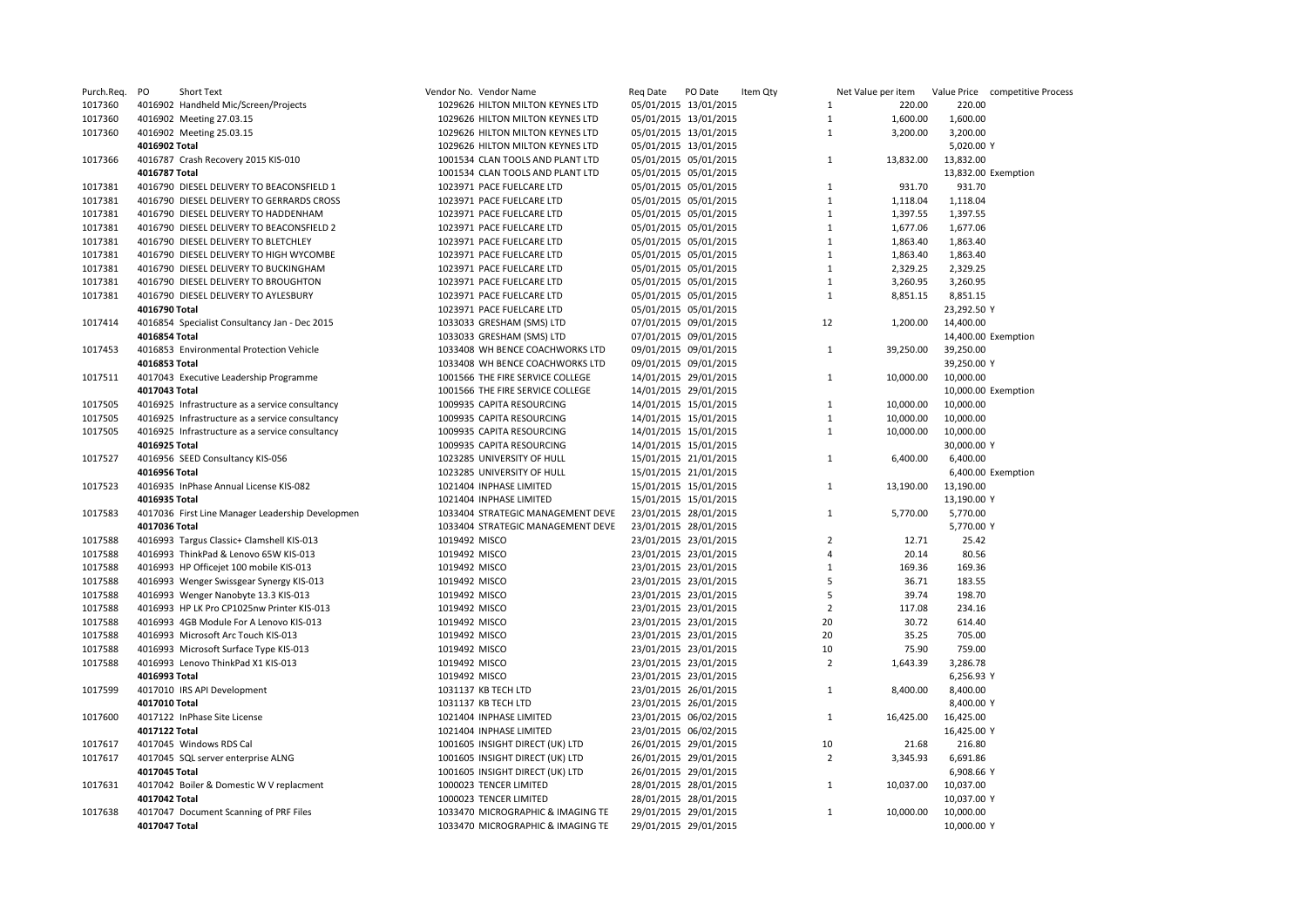| Purch.Req. | PO | Short Text | Vendor No. | Vendor Name | Req Date | PO Date | Item Qty | Net Value per item | Value Price | competitive Process |
|---|---|---|---|---|---|---|---|---|---|---|
| 1017360 | 4016902 | Handheld Mic/Screen/Projects | 1029626 | HILTON MILTON KEYNES LTD | 05/01/2015 | 13/01/2015 | 1 | 220.00 | 220.00 | |
| 1017360 | 4016902 | Meeting 27.03.15 | 1029626 | HILTON MILTON KEYNES LTD | 05/01/2015 | 13/01/2015 | 1 | 1,600.00 | 1,600.00 | |
| 1017360 | 4016902 | Meeting 25.03.15 | 1029626 | HILTON MILTON KEYNES LTD | 05/01/2015 | 13/01/2015 | 1 | 3,200.00 | 3,200.00 | |
| | 4016902 Total | | 1029626 | HILTON MILTON KEYNES LTD | 05/01/2015 | 13/01/2015 | | | 5,020.00 | Y |
| 1017366 | 4016787 | Crash Recovery 2015 KIS-010 | 1001534 | CLAN TOOLS AND PLANT LTD | 05/01/2015 | 05/01/2015 | 1 | 13,832.00 | 13,832.00 | |
| | 4016787 Total | | 1001534 | CLAN TOOLS AND PLANT LTD | 05/01/2015 | 05/01/2015 | | | 13,832.00 | Exemption |
| 1017381 | 4016790 | DIESEL DELIVERY TO BEACONSFIELD 1 | 1023971 | PACE FUELCARE LTD | 05/01/2015 | 05/01/2015 | 1 | 931.70 | 931.70 | |
| 1017381 | 4016790 | DIESEL DELIVERY TO GERRARDS CROSS | 1023971 | PACE FUELCARE LTD | 05/01/2015 | 05/01/2015 | 1 | 1,118.04 | 1,118.04 | |
| 1017381 | 4016790 | DIESEL DELIVERY TO HADDENHAM | 1023971 | PACE FUELCARE LTD | 05/01/2015 | 05/01/2015 | 1 | 1,397.55 | 1,397.55 | |
| 1017381 | 4016790 | DIESEL DELIVERY TO BEACONSFIELD 2 | 1023971 | PACE FUELCARE LTD | 05/01/2015 | 05/01/2015 | 1 | 1,677.06 | 1,677.06 | |
| 1017381 | 4016790 | DIESEL DELIVERY TO BLETCHLEY | 1023971 | PACE FUELCARE LTD | 05/01/2015 | 05/01/2015 | 1 | 1,863.40 | 1,863.40 | |
| 1017381 | 4016790 | DIESEL DELIVERY TO HIGH WYCOMBE | 1023971 | PACE FUELCARE LTD | 05/01/2015 | 05/01/2015 | 1 | 1,863.40 | 1,863.40 | |
| 1017381 | 4016790 | DIESEL DELIVERY TO BUCKINGHAM | 1023971 | PACE FUELCARE LTD | 05/01/2015 | 05/01/2015 | 1 | 2,329.25 | 2,329.25 | |
| 1017381 | 4016790 | DIESEL DELIVERY TO BROUGHTON | 1023971 | PACE FUELCARE LTD | 05/01/2015 | 05/01/2015 | 1 | 3,260.95 | 3,260.95 | |
| 1017381 | 4016790 | DIESEL DELIVERY TO AYLESBURY | 1023971 | PACE FUELCARE LTD | 05/01/2015 | 05/01/2015 | 1 | 8,851.15 | 8,851.15 | |
| | 4016790 Total | | 1023971 | PACE FUELCARE LTD | 05/01/2015 | 05/01/2015 | | | 23,292.50 | Y |
| 1017414 | 4016854 | Specialist Consultancy Jan - Dec 2015 | 1033033 | GRESHAM (SMS) LTD | 07/01/2015 | 09/01/2015 | 12 | 1,200.00 | 14,400.00 | |
| | 4016854 Total | | 1033033 | GRESHAM (SMS) LTD | 07/01/2015 | 09/01/2015 | | | 14,400.00 | Exemption |
| 1017453 | 4016853 | Environmental Protection Vehicle | 1033408 | WH BENCE COACHWORKS LTD | 09/01/2015 | 09/01/2015 | 1 | 39,250.00 | 39,250.00 | |
| | 4016853 Total | | 1033408 | WH BENCE COACHWORKS LTD | 09/01/2015 | 09/01/2015 | | | 39,250.00 | Y |
| 1017511 | 4017043 | Executive Leadership Programme | 1001566 | THE FIRE SERVICE COLLEGE | 14/01/2015 | 29/01/2015 | 1 | 10,000.00 | 10,000.00 | |
| | 4017043 Total | | 1001566 | THE FIRE SERVICE COLLEGE | 14/01/2015 | 29/01/2015 | | | 10,000.00 | Exemption |
| 1017505 | 4016925 | Infrastructure as a service consultancy | 1009935 | CAPITA RESOURCING | 14/01/2015 | 15/01/2015 | 1 | 10,000.00 | 10,000.00 | |
| 1017505 | 4016925 | Infrastructure as a service consultancy | 1009935 | CAPITA RESOURCING | 14/01/2015 | 15/01/2015 | 1 | 10,000.00 | 10,000.00 | |
| 1017505 | 4016925 | Infrastructure as a service consultancy | 1009935 | CAPITA RESOURCING | 14/01/2015 | 15/01/2015 | 1 | 10,000.00 | 10,000.00 | |
| | 4016925 Total | | 1009935 | CAPITA RESOURCING | 14/01/2015 | 15/01/2015 | | | 30,000.00 | Y |
| 1017527 | 4016956 | SEED Consultancy KIS-056 | 1023285 | UNIVERSITY OF HULL | 15/01/2015 | 21/01/2015 | 1 | 6,400.00 | 6,400.00 | |
| | 4016956 Total | | 1023285 | UNIVERSITY OF HULL | 15/01/2015 | 21/01/2015 | | | 6,400.00 | Exemption |
| 1017523 | 4016935 | InPhase Annual License KIS-082 | 1021404 | INPHASE LIMITED | 15/01/2015 | 15/01/2015 | 1 | 13,190.00 | 13,190.00 | |
| | 4016935 Total | | 1021404 | INPHASE LIMITED | 15/01/2015 | 15/01/2015 | | | 13,190.00 | Y |
| 1017583 | 4017036 | First Line Manager Leadership Developmen | 1033404 | STRATEGIC MANAGEMENT DEVE | 23/01/2015 | 28/01/2015 | 1 | 5,770.00 | 5,770.00 | |
| | 4017036 Total | | 1033404 | STRATEGIC MANAGEMENT DEVE | 23/01/2015 | 28/01/2015 | | | 5,770.00 | Y |
| 1017588 | 4016993 | Targus Classic+ Clamshell KIS-013 | 1019492 | MISCO | 23/01/2015 | 23/01/2015 | 2 | 12.71 | 25.42 | |
| 1017588 | 4016993 | ThinkPad & Lenovo 65W KIS-013 | 1019492 | MISCO | 23/01/2015 | 23/01/2015 | 4 | 20.14 | 80.56 | |
| 1017588 | 4016993 | HP Officejet 100 mobile KIS-013 | 1019492 | MISCO | 23/01/2015 | 23/01/2015 | 1 | 169.36 | 169.36 | |
| 1017588 | 4016993 | Wenger Swissgear Synergy KIS-013 | 1019492 | MISCO | 23/01/2015 | 23/01/2015 | 5 | 36.71 | 183.55 | |
| 1017588 | 4016993 | Wenger Nanobyte 13.3 KIS-013 | 1019492 | MISCO | 23/01/2015 | 23/01/2015 | 5 | 39.74 | 198.70 | |
| 1017588 | 4016993 | HP LK Pro CP1025nw Printer KIS-013 | 1019492 | MISCO | 23/01/2015 | 23/01/2015 | 2 | 117.08 | 234.16 | |
| 1017588 | 4016993 | 4GB Module For A Lenovo KIS-013 | 1019492 | MISCO | 23/01/2015 | 23/01/2015 | 20 | 30.72 | 614.40 | |
| 1017588 | 4016993 | Microsoft Arc Touch KIS-013 | 1019492 | MISCO | 23/01/2015 | 23/01/2015 | 20 | 35.25 | 705.00 | |
| 1017588 | 4016993 | Microsoft Surface Type KIS-013 | 1019492 | MISCO | 23/01/2015 | 23/01/2015 | 10 | 75.90 | 759.00 | |
| 1017588 | 4016993 | Lenovo ThinkPad X1 KIS-013 | 1019492 | MISCO | 23/01/2015 | 23/01/2015 | 2 | 1,643.39 | 3,286.78 | |
| | 4016993 Total | | 1019492 | MISCO | 23/01/2015 | 23/01/2015 | | | 6,256.93 | Y |
| 1017599 | 4017010 | IRS API Development | 1031137 | KB TECH LTD | 23/01/2015 | 26/01/2015 | 1 | 8,400.00 | 8,400.00 | |
| | 4017010 Total | | 1031137 | KB TECH LTD | 23/01/2015 | 26/01/2015 | | | 8,400.00 | Y |
| 1017600 | 4017122 | InPhase Site License | 1021404 | INPHASE LIMITED | 23/01/2015 | 06/02/2015 | 1 | 16,425.00 | 16,425.00 | |
| | 4017122 Total | | 1021404 | INPHASE LIMITED | 23/01/2015 | 06/02/2015 | | | 16,425.00 | Y |
| 1017617 | 4017045 | Windows RDS Cal | 1001605 | INSIGHT DIRECT (UK) LTD | 26/01/2015 | 29/01/2015 | 10 | 21.68 | 216.80 | |
| 1017617 | 4017045 | SQL server enterprise ALNG | 1001605 | INSIGHT DIRECT (UK) LTD | 26/01/2015 | 29/01/2015 | 2 | 3,345.93 | 6,691.86 | |
| | 4017045 Total | | 1001605 | INSIGHT DIRECT (UK) LTD | 26/01/2015 | 29/01/2015 | | | 6,908.66 | Y |
| 1017631 | 4017042 | Boiler & Domestic W V replacment | 1000023 | TENCER LIMITED | 28/01/2015 | 28/01/2015 | 1 | 10,037.00 | 10,037.00 | |
| | 4017042 Total | | 1000023 | TENCER LIMITED | 28/01/2015 | 28/01/2015 | | | 10,037.00 | Y |
| 1017638 | 4017047 | Document Scanning of PRF Files | 1033470 | MICROGRAPHIC & IMAGING TE | 29/01/2015 | 29/01/2015 | 1 | 10,000.00 | 10,000.00 | |
| | 4017047 Total | | 1033470 | MICROGRAPHIC & IMAGING TE | 29/01/2015 | 29/01/2015 | | | 10,000.00 | Y |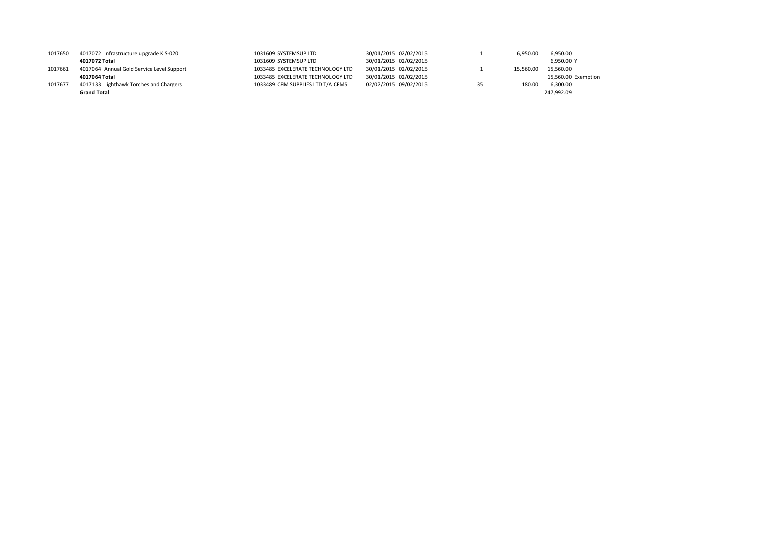| | | | | | | | | |
|---|---|---|---|---|---|---|---|---|
| 1017650 | 4017072 Infrastructure upgrade KIS-020 | 1031609 SYSTEMSUP LTD | 30/01/2015 | 02/02/2015 | 1 | 6,950.00 | 6,950.00 | |
| | **4017072 Total** | 1031609 SYSTEMSUP LTD | 30/01/2015 | 02/02/2015 | | | 6,950.00 | Y |
| 1017661 | 4017064 Annual Gold Service Level Support | 1033485 EXCELERATE TECHNOLOGY LTD | 30/01/2015 | 02/02/2015 | 1 | 15,560.00 | 15,560.00 | |
| | **4017064 Total** | 1033485 EXCELERATE TECHNOLOGY LTD | 30/01/2015 | 02/02/2015 | | | 15,560.00 | Exemption |
| 1017677 | 4017133 Lighthawk Torches and Chargers | 1033489 CFM SUPPLIES LTD T/A CFMS | 02/02/2015 | 09/02/2015 | 35 | 180.00 | 6,300.00 | |
| | **Grand Total** | | | | | | 247,992.09 | |